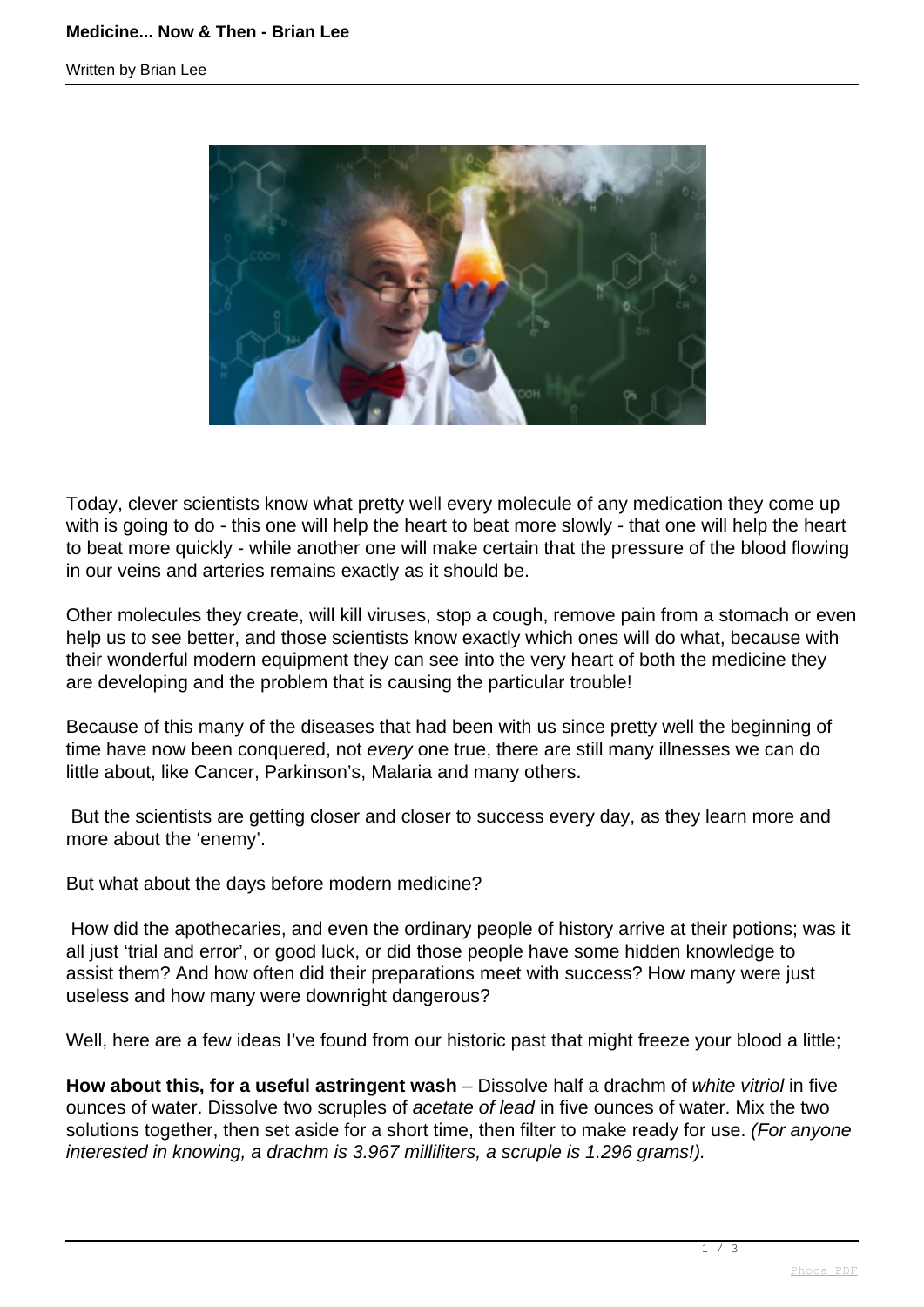Today, clever scientists know what pretty well every molecule of any medication they come up with is going to do - this one will help the heart to beat more slowly - that one will help the heart to beat more quickly - while another one will make certain that the pressure of the blood flowing in our veins and arteries remains exactly as it should be.

Other molecules they create, will kill viruses, stop a cough, remove pain from a stomach or even help us to see better, and those scientists know exactly which ones will do what, because with their wonderful modern equipment they can see into the very heart of both the medicine they are developing and the problem that is causing the particular trouble!

Because of this many of the diseases that had been with us since pretty well the beginning of time have now been conquered, not *every* one true, there are still many illnesses we can do little about, like Cancer, Parkinson's, Malaria and many others.

But the scientists are getting closer and closer to success every day, as they learn more and more about the 'enemy'.

But what about the days before modern medicine?

How did the apothecaries, and even the ordinary people of history arrive at their potions; was it all just 'trial and error', or good luck, or did those people have some hidden knowledge to assist them? And how often did their preparations meet with success? How many were just useless and how many were downright dangerous?

Well, here are a few ideas I've found from our historic past that might freeze your blood a little;

**How about this, for a useful astringent wash** – Dissolve half a drachm of *white vitriol* in five ounces of water. Dissolve two scruples of *acetate of lead* in five ounces of water. Mix the two solutions together, then set aside for a short time, then filter to make ready for use. *(For anyone interested in knowing, a drachm is 3.967 milliliters, a scruple is 1.296 grams!).*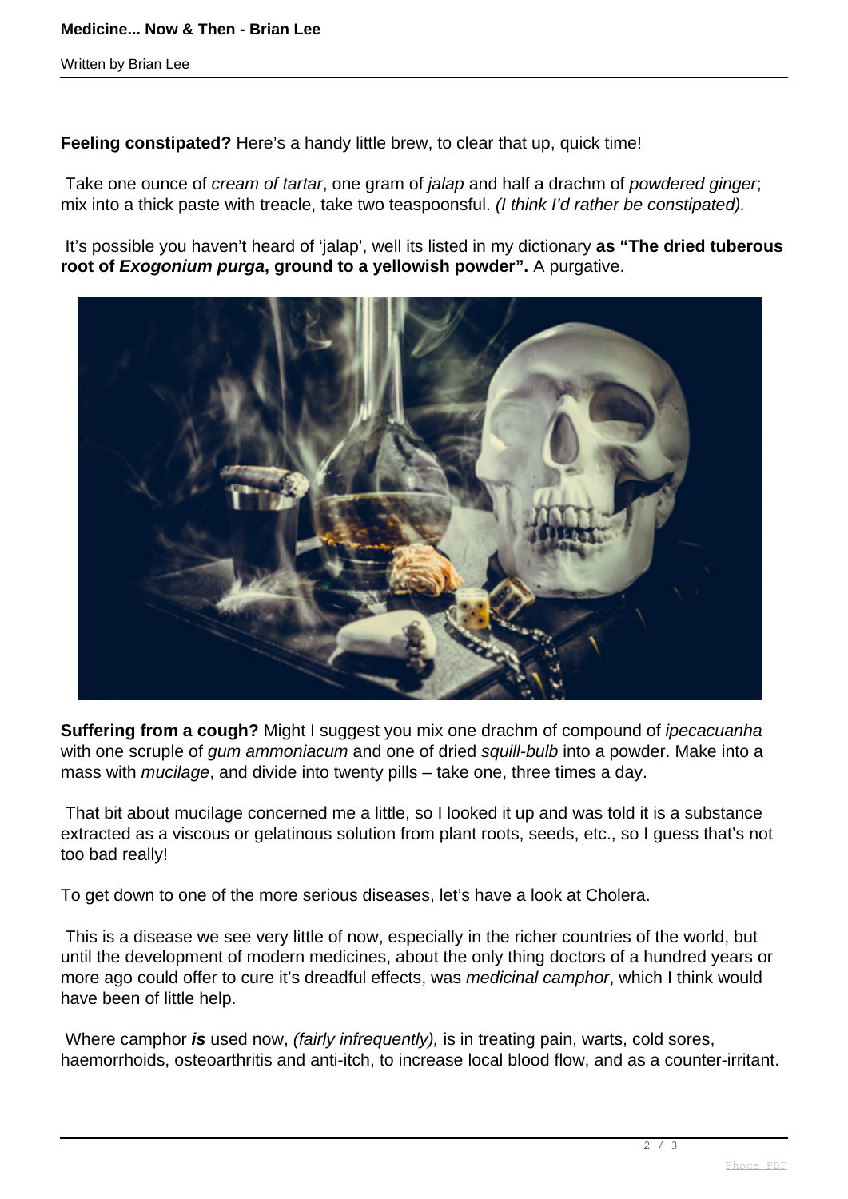**Feeling constipated?** Here's a handy little brew, to clear that up, quick time!

Take one ounce of *cream of tartar*, one gram of *jalap* and half a drachm of *powdered ginger*; mix into a thick paste with treacle, take two teaspoonsful. *(I think I'd rather be constipated).*

It's possible you haven't heard of 'jalap', well its listed in my dictionary **as "The dried tuberous root of *Exogonium purga*, ground to a yellowish powder".** A purgative.

**Suffering from a cough?** Might I suggest you mix one drachm of compound of *ipecacuanha* with one scruple of *gum ammoniacum* and one of dried *squill-bulb* into a powder. Make into a mass with *mucilage*, and divide into twenty pills – take one, three times a day.

That bit about mucilage concerned me a little, so I looked it up and was told it is a substance extracted as a viscous or gelatinous solution from plant roots, seeds, etc., so I guess that's not too bad really!

To get down to one of the more serious diseases, let's have a look at Cholera.

This is a disease we see very little of now, especially in the richer countries of the world, but until the development of modern medicines, about the only thing doctors of a hundred years or more ago could offer to cure it's dreadful effects, was *medicinal camphor*, which I think would have been of little help.

Where camphor ***is*** used now, *(fairly infrequently),* is in treating pain, warts, cold sores, haemorrhoids, osteoarthritis and anti-itch, to increase local blood flow, and as a counter-irritant.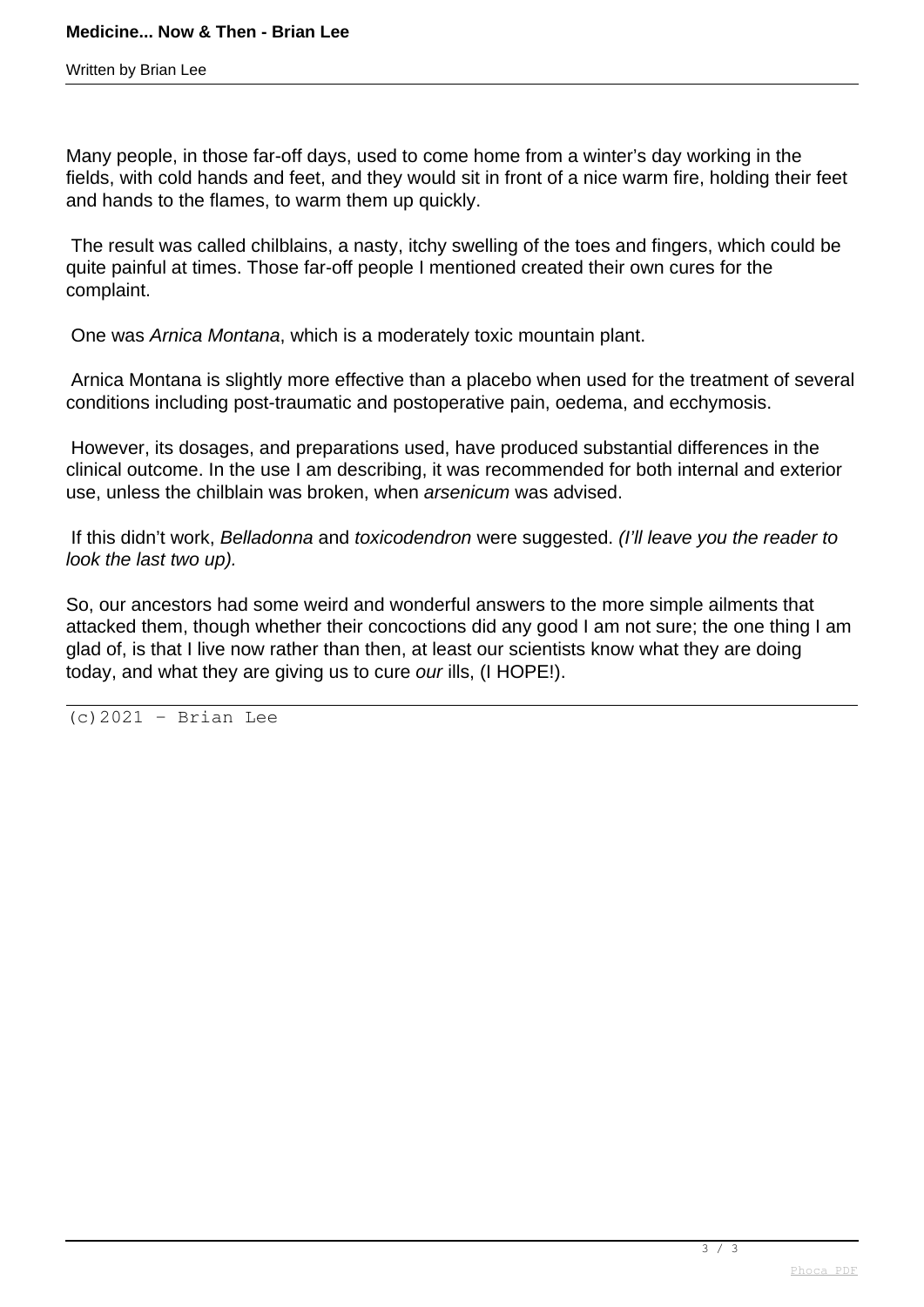Many people, in those far-off days, used to come home from a winter's day working in the fields, with cold hands and feet, and they would sit in front of a nice warm fire, holding their feet and hands to the flames, to warm them up quickly.

The result was called chilblains, a nasty, itchy swelling of the toes and fingers, which could be quite painful at times. Those far-off people I mentioned created their own cures for the complaint.

One was *Arnica Montana*, which is a moderately toxic mountain plant.

Arnica Montana is slightly more effective than a placebo when used for the treatment of several conditions including post-traumatic and postoperative pain, oedema, and ecchymosis.

However, its dosages, and preparations used, have produced substantial differences in the clinical outcome. In the use I am describing, it was recommended for both internal and exterior use, unless the chilblain was broken, when *arsenicum* was advised.

If this didn't work, *Belladonna* and *toxicodendron* were suggested. *(I'll leave you the reader to look the last two up).*

So, our ancestors had some weird and wonderful answers to the more simple ailments that attacked them, though whether their concoctions did any good I am not sure; the one thing I am glad of, is that I live now rather than then, at least our scientists know what they are doing today, and what they are giving us to cure *our* ills, (I HOPE!).

---

(c)2021 - Brian Lee